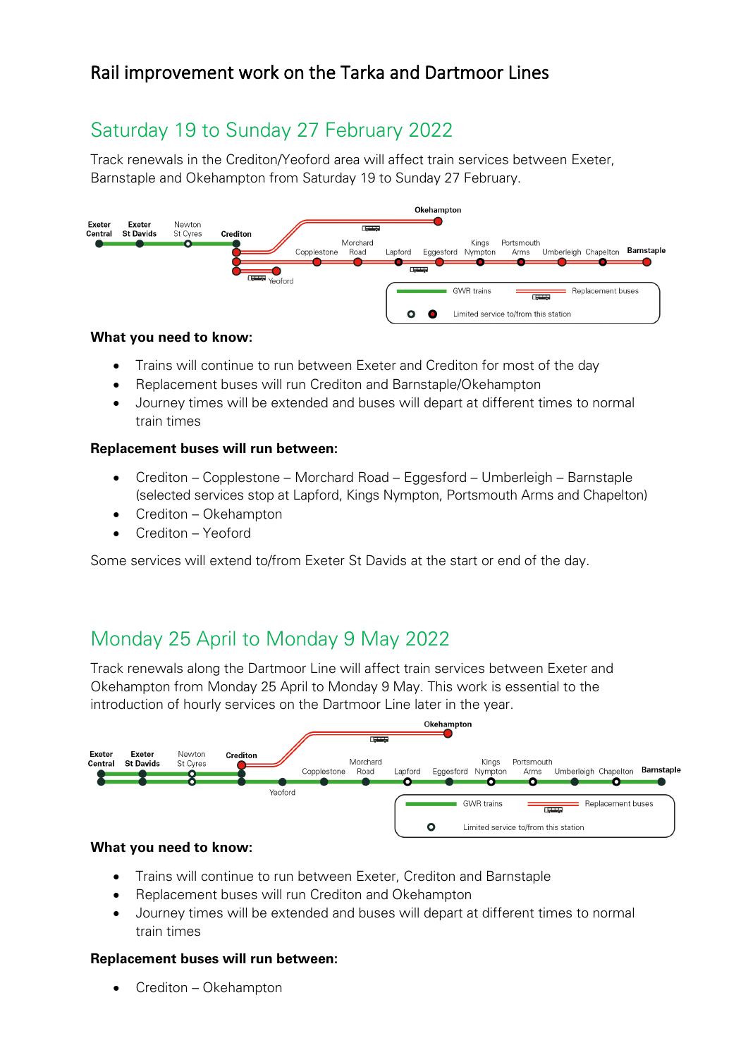# Rail improvement work on the Tarka and Dartmoor Lines

## Saturday 19 to Sunday 27 February 2022

Track renewals in the Crediton/Yeoford area will affect train services between Exeter, Barnstaple and Okehampton from Saturday 19 to Sunday 27 February.

**What you need to know:**

- Trains will continue to run between Exeter and Crediton for most of the day
- Replacement buses will run Crediton and Barnstaple/Okehampton
- Journey times will be extended and buses will depart at different times to normal train times

**Replacement buses will run between:**

- Crediton – Copplestone – Morchard Road – Eggesford – Umberleigh – Barnstaple (selected services stop at Lapford, Kings Nympton, Portsmouth Arms and Chapelton)
- Crediton – Okehampton
- Crediton – Yeoford

Some services will extend to/from Exeter St Davids at the start or end of the day.

## Monday 25 April to Monday 9 May 2022

Track renewals along the Dartmoor Line will affect train services between Exeter and Okehampton from Monday 25 April to Monday 9 May. This work is essential to the introduction of hourly services on the Dartmoor Line later in the year.

**What you need to know:**

- Trains will continue to run between Exeter, Crediton and Barnstaple
- Replacement buses will run Crediton and Okehampton
- Journey times will be extended and buses will depart at different times to normal train times

**Replacement buses will run between:**

- Crediton – Okehampton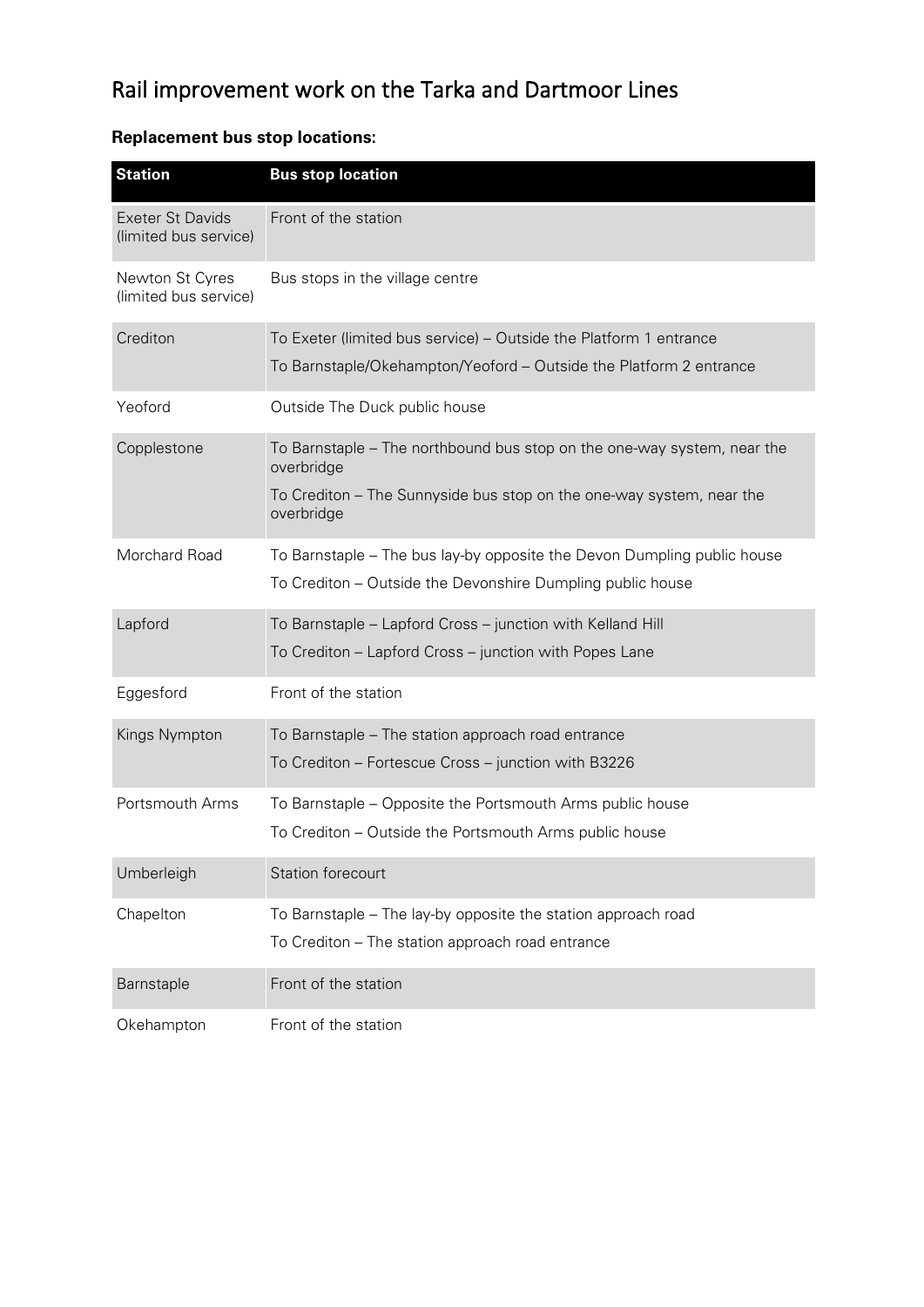# Rail improvement work on the Tarka and Dartmoor Lines

**Replacement bus stop locations:**

| Station | Bus stop location |
|---|---|
| Exeter St Davids (limited bus service) | Front of the station |
| Newton St Cyres (limited bus service) | Bus stops in the village centre |
| Crediton | To Exeter (limited bus service) – Outside the Platform 1 entrance<br>To Barnstaple/Okehampton/Yeoford – Outside the Platform 2 entrance |
| Yeoford | Outside The Duck public house |
| Copplestone | To Barnstaple – The northbound bus stop on the one-way system, near the overbridge<br>To Crediton – The Sunnyside bus stop on the one-way system, near the overbridge |
| Morchard Road | To Barnstaple – The bus lay-by opposite the Devon Dumpling public house<br>To Crediton – Outside the Devonshire Dumpling public house |
| Lapford | To Barnstaple – Lapford Cross – junction with Kelland Hill<br>To Crediton – Lapford Cross – junction with Popes Lane |
| Eggesford | Front of the station |
| Kings Nympton | To Barnstaple – The station approach road entrance<br>To Crediton – Fortescue Cross – junction with B3226 |
| Portsmouth Arms | To Barnstaple – Opposite the Portsmouth Arms public house<br>To Crediton – Outside the Portsmouth Arms public house |
| Umberleigh | Station forecourt |
| Chapelton | To Barnstaple – The lay-by opposite the station approach road<br>To Crediton – The station approach road entrance |
| Barnstaple | Front of the station |
| Okehampton | Front of the station |